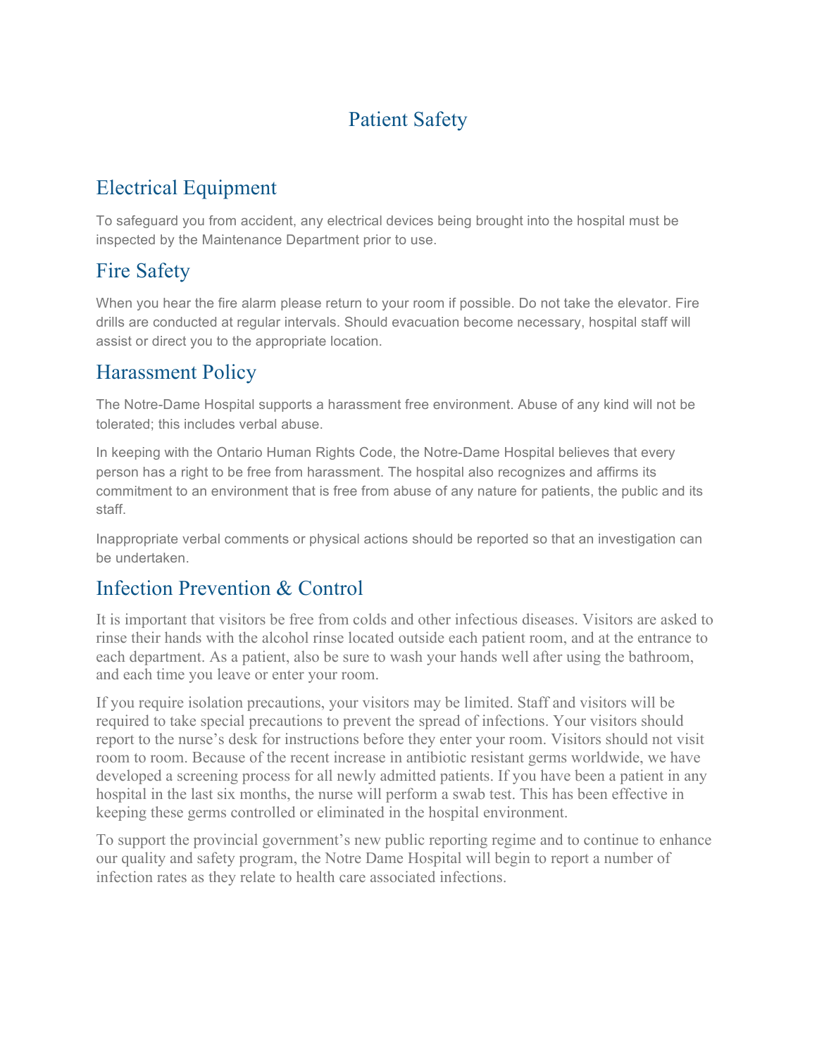# Patient Safety

## Electrical Equipment

To safeguard you from accident, any electrical devices being brought into the hospital must be inspected by the Maintenance Department prior to use.

## Fire Safety

When you hear the fire alarm please return to your room if possible. Do not take the elevator. Fire drills are conducted at regular intervals. Should evacuation become necessary, hospital staff will assist or direct you to the appropriate location.

## Harassment Policy

The Notre-Dame Hospital supports a harassment free environment. Abuse of any kind will not be tolerated; this includes verbal abuse.

In keeping with the Ontario Human Rights Code, the Notre-Dame Hospital believes that every person has a right to be free from harassment. The hospital also recognizes and affirms its commitment to an environment that is free from abuse of any nature for patients, the public and its staff.

Inappropriate verbal comments or physical actions should be reported so that an investigation can be undertaken.

## Infection Prevention & Control

It is important that visitors be free from colds and other infectious diseases. Visitors are asked to rinse their hands with the alcohol rinse located outside each patient room, and at the entrance to each department. As a patient, also be sure to wash your hands well after using the bathroom, and each time you leave or enter your room.

If you require isolation precautions, your visitors may be limited. Staff and visitors will be required to take special precautions to prevent the spread of infections. Your visitors should report to the nurse's desk for instructions before they enter your room. Visitors should not visit room to room. Because of the recent increase in antibiotic resistant germs worldwide, we have developed a screening process for all newly admitted patients. If you have been a patient in any hospital in the last six months, the nurse will perform a swab test. This has been effective in keeping these germs controlled or eliminated in the hospital environment.

To support the provincial government's new public reporting regime and to continue to enhance our quality and safety program, the Notre Dame Hospital will begin to report a number of infection rates as they relate to health care associated infections.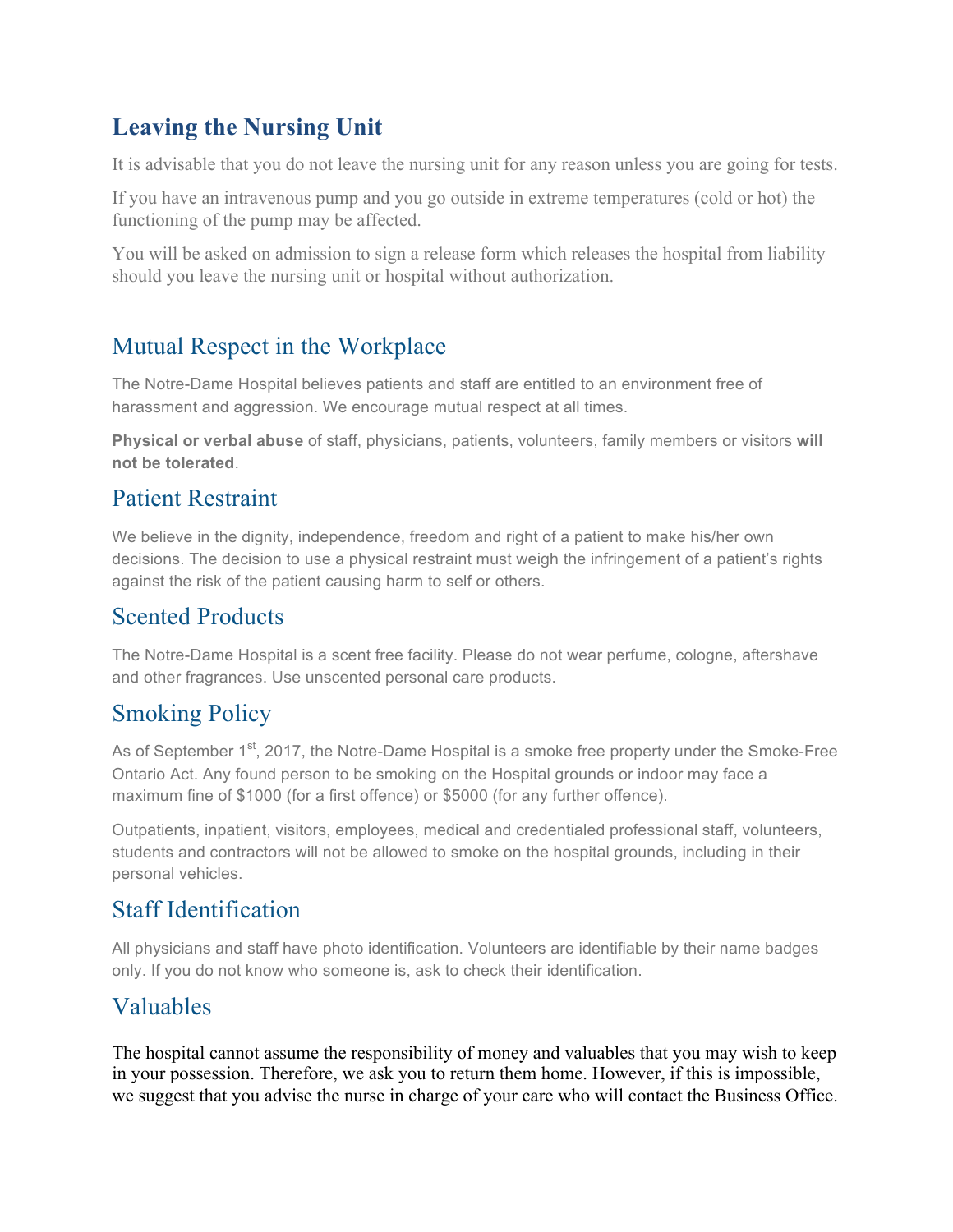## Leaving the Nursing Unit

It is advisable that you do not leave the nursing unit for any reason unless you are going for tests.

If you have an intravenous pump and you go outside in extreme temperatures (cold or hot) the functioning of the pump may be affected.

You will be asked on admission to sign a release form which releases the hospital from liability should you leave the nursing unit or hospital without authorization.

## Mutual Respect in the Workplace

The Notre-Dame Hospital believes patients and staff are entitled to an environment free of harassment and aggression. We encourage mutual respect at all times.

**Physical or verbal abuse** of staff, physicians, patients, volunteers, family members or visitors **will not be tolerated**.

## Patient Restraint

We believe in the dignity, independence, freedom and right of a patient to make his/her own decisions. The decision to use a physical restraint must weigh the infringement of a patient's rights against the risk of the patient causing harm to self or others.

## Scented Products

The Notre-Dame Hospital is a scent free facility. Please do not wear perfume, cologne, aftershave and other fragrances. Use unscented personal care products.

## Smoking Policy

As of September 1st, 2017, the Notre-Dame Hospital is a smoke free property under the Smoke-Free Ontario Act. Any found person to be smoking on the Hospital grounds or indoor may face a maximum fine of $1000 (for a first offence) or $5000 (for any further offence).

Outpatients, inpatient, visitors, employees, medical and credentialed professional staff, volunteers, students and contractors will not be allowed to smoke on the hospital grounds, including in their personal vehicles.

## Staff Identification

All physicians and staff have photo identification. Volunteers are identifiable by their name badges only. If you do not know who someone is, ask to check their identification.

## Valuables

The hospital cannot assume the responsibility of money and valuables that you may wish to keep in your possession. Therefore, we ask you to return them home. However, if this is impossible, we suggest that you advise the nurse in charge of your care who will contact the Business Office.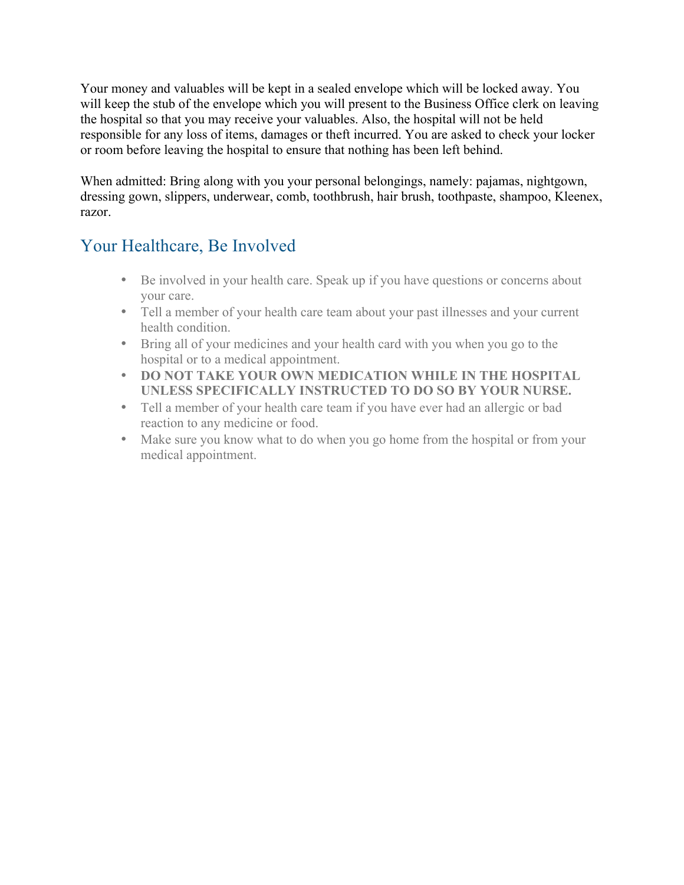Your money and valuables will be kept in a sealed envelope which will be locked away. You will keep the stub of the envelope which you will present to the Business Office clerk on leaving the hospital so that you may receive your valuables. Also, the hospital will not be held responsible for any loss of items, damages or theft incurred. You are asked to check your locker or room before leaving the hospital to ensure that nothing has been left behind.

When admitted: Bring along with you your personal belongings, namely: pajamas, nightgown, dressing gown, slippers, underwear, comb, toothbrush, hair brush, toothpaste, shampoo, Kleenex, razor.

## Your Healthcare, Be Involved

- Be involved in your health care. Speak up if you have questions or concerns about your care.
- Tell a member of your health care team about your past illnesses and your current health condition.
- Bring all of your medicines and your health card with you when you go to the hospital or to a medical appointment.
- **DO NOT TAKE YOUR OWN MEDICATION WHILE IN THE HOSPITAL UNLESS SPECIFICALLY INSTRUCTED TO DO SO BY YOUR NURSE.**
- Tell a member of your health care team if you have ever had an allergic or bad reaction to any medicine or food.
- Make sure you know what to do when you go home from the hospital or from your medical appointment.